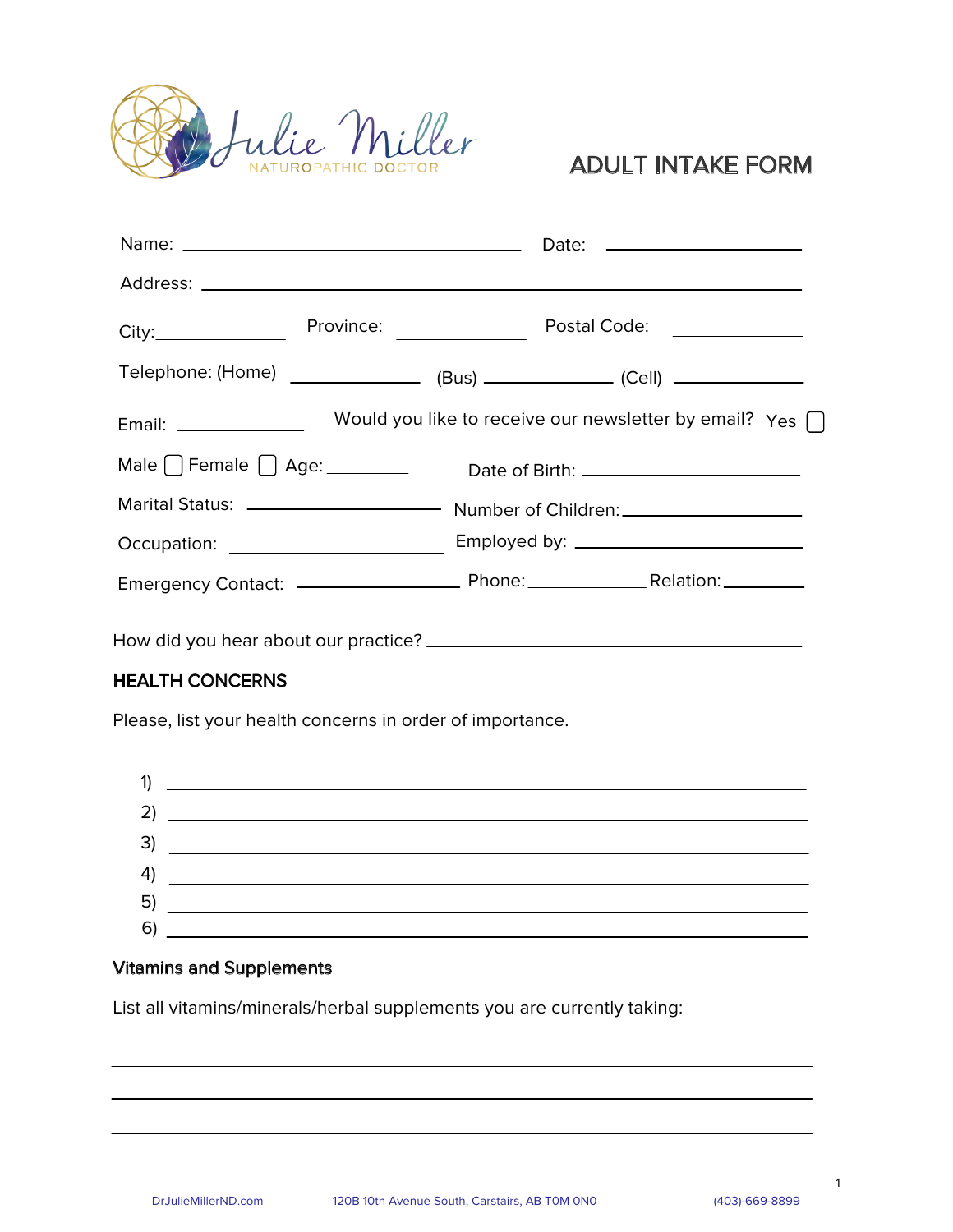Julie Miller
NATUROPATHIC DOCTOR

# ADULT INTAKE FORM

Name: ______________________________ Date: ________________

Address: ________________________________________________________

City: ____________ Province: ____________ Postal Code: ____________

Telephone: (Home) ____________ (Bus) ____________ (Cell) ____________

Email: ____________ Would you like to receive our newsletter by email? Yes ☐

Male ☐ Female ☐ Age: ________ Date of Birth: ____________________

Marital Status: __________________ Number of Children: ________________

Occupation: ____________________ Employed by: ____________________

Emergency Contact: ________________ Phone: ____________ Relation: ________

How did you hear about our practice? ______________________________

## HEALTH CONCERNS

Please, list your health concerns in order of importance.

1) ________________________________________________
2) ________________________________________________
3) ________________________________________________
4) ________________________________________________
5) ________________________________________________
6) ________________________________________________

## Vitamins and Supplements

List all vitamins/minerals/herbal supplements you are currently taking:

________________________________________________

________________________________________________

________________________________________________

DrJulieMillerND.com 120B 10th Avenue South, Carstairs, AB T0M 0N0 (403)-669-8899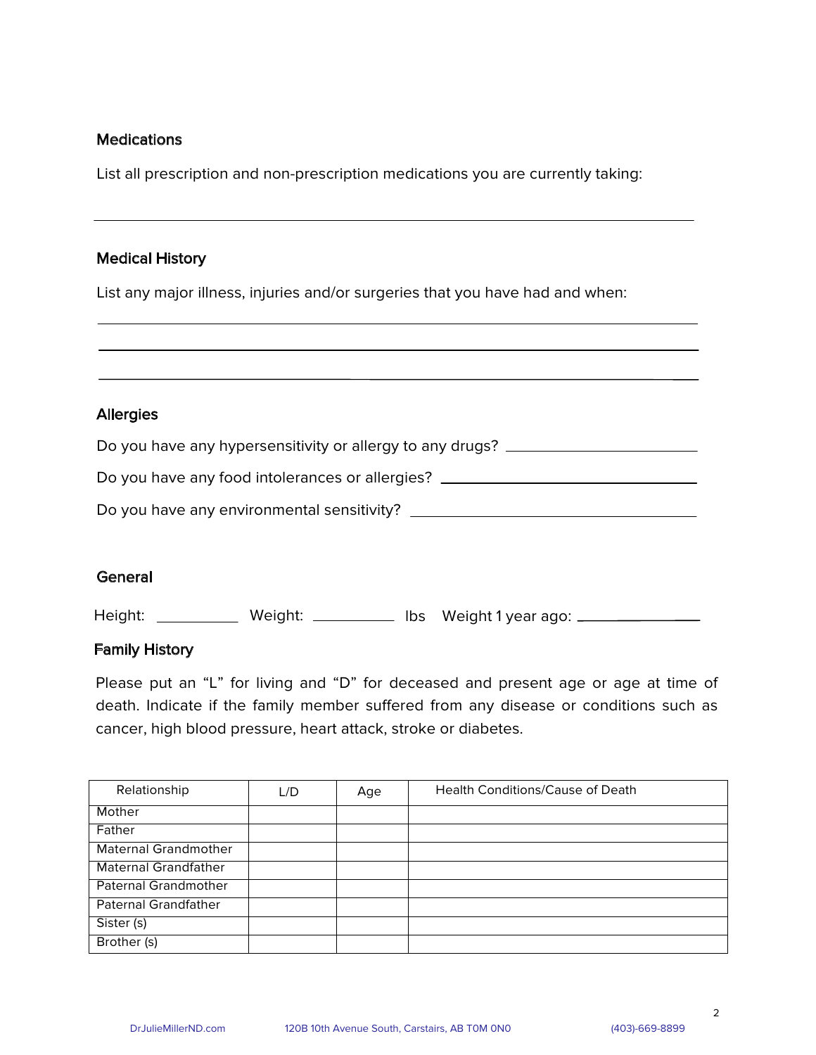### Medications

List all prescription and non-prescription medications you are currently taking:

\_\_\_\_\_\_\_\_\_\_\_\_\_\_\_\_\_\_\_\_\_\_\_\_\_\_\_\_\_\_\_\_\_\_\_\_\_\_\_\_\_\_\_\_\_\_\_\_\_\_\_\_\_\_\_\_\_\_\_\_

### Medical History

List any major illness, injuries and/or surgeries that you have had and when:

\_\_\_\_\_\_\_\_\_\_\_\_\_\_\_\_\_\_\_\_\_\_\_\_\_\_\_\_\_\_\_\_\_\_\_\_\_\_\_\_\_\_\_\_\_\_\_\_\_\_\_\_\_\_\_\_\_\_\_\_

\_\_\_\_\_\_\_\_\_\_\_\_\_\_\_\_\_\_\_\_\_\_\_\_\_\_\_\_\_\_\_\_\_\_\_\_\_\_\_\_\_\_\_\_\_\_\_\_\_\_\_\_\_\_\_\_\_\_\_\_

\_\_\_\_\_\_\_\_\_\_\_\_\_\_\_\_\_\_\_\_\_\_\_\_\_\_\_\_\_\_\_\_\_\_\_\_\_\_\_\_\_\_\_\_\_\_\_\_\_\_\_\_\_\_\_\_\_\_\_\_

### Allergies

Do you have any hypersensitivity or allergy to any drugs? \_\_\_\_\_\_\_\_\_\_\_\_\_\_\_\_\_\_\_\_

Do you have any food intolerances or allergies? \_\_\_\_\_\_\_\_\_\_\_\_\_\_\_\_\_\_\_\_\_\_\_\_\_\_

Do you have any environmental sensitivity? \_\_\_\_\_\_\_\_\_\_\_\_\_\_\_\_\_\_\_\_\_\_\_\_\_\_\_\_\_

### General

Height: \_\_\_\_\_\_\_\_\_ Weight: \_\_\_\_\_\_\_\_\_ lbs Weight 1 year ago: \_\_\_\_\_\_\_\_\_\_\_\_\_

### Family History

Please put an "L" for living and "D" for deceased and present age or age at time of death. Indicate if the family member suffered from any disease or conditions such as cancer, high blood pressure, heart attack, stroke or diabetes.

| Relationship | L/D | Age | Health Conditions/Cause of Death |
|---|---|---|---|
| Mother | | | |
| Father | | | |
| Maternal Grandmother | | | |
| Maternal Grandfather | | | |
| Paternal Grandmother | | | |
| Paternal Grandfather | | | |
| Sister (s) | | | |
| Brother (s) | | | |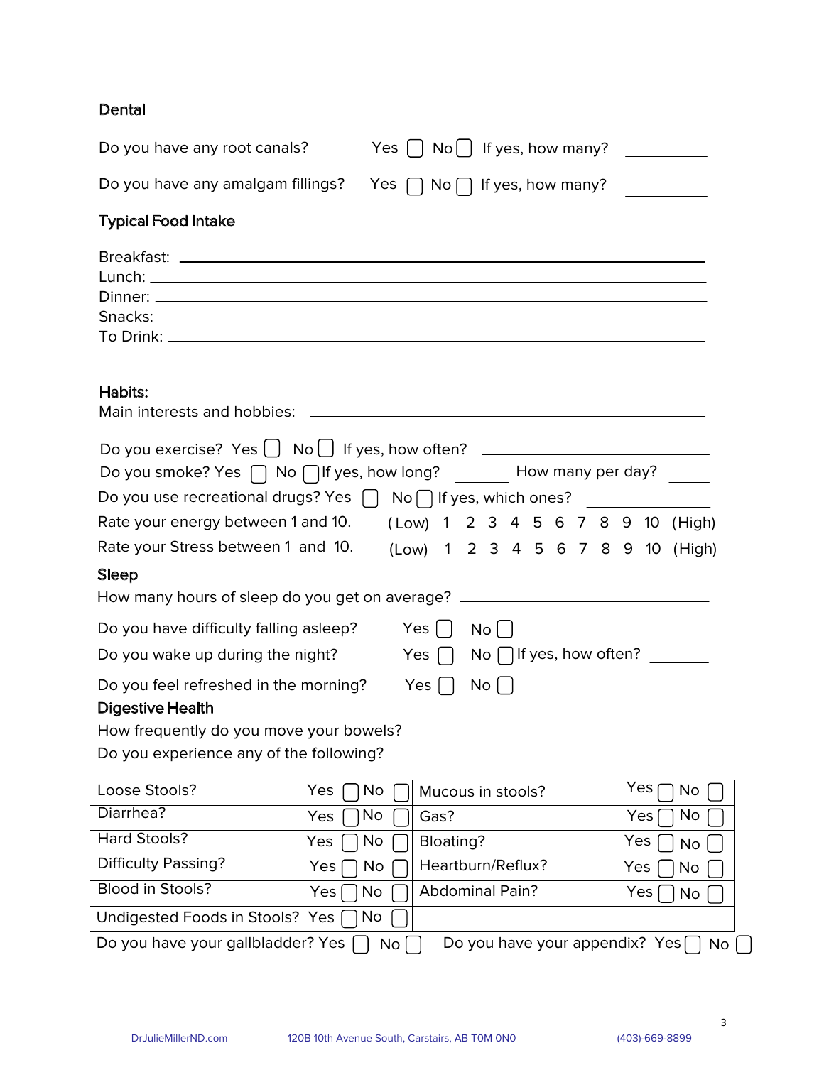## Dental

Do you have any root canals? Yes ☐ No ☐ If yes, how many? ________

Do you have any amalgam fillings? Yes ☐ No ☐ If yes, how many? ________

## Typical Food Intake

Breakfast: ________________________________________

Lunch: ________________________________________

Dinner: ________________________________________

Snacks: ________________________________________

To Drink: ________________________________________

## Habits:

Main interests and hobbies: ________________________________________

Do you exercise? Yes ☐ No ☐ If yes, how often? ____________________

Do you smoke? Yes ☐ No ☐ If yes, how long? ________ How many per day? ______

Do you use recreational drugs? Yes ☐ No ☐ If yes, which ones? ____________

Rate your energy between 1 and 10. (Low) 1 2 3 4 5 6 7 8 9 10 (High)

Rate your Stress between 1 and 10. (Low) 1 2 3 4 5 6 7 8 9 10 (High)

## Sleep

How many hours of sleep do you get on average? ____________________

Do you have difficulty falling asleep? Yes ☐ No ☐

Do you wake up during the night? Yes ☐ No ☐ If yes, how often? ________

Do you feel refreshed in the morning? Yes ☐ No ☐

## Digestive Health

How frequently do you move your bowels? ____________________

Do you experience any of the following?

| | | | |
|---|---|---|---|
| Loose Stools? | Yes ☐ No ☐ | Mucous in stools? | Yes ☐ No ☐ |
| Diarrhea? | Yes ☐ No ☐ | Gas? | Yes ☐ No ☐ |
| Hard Stools? | Yes ☐ No ☐ | Bloating? | Yes ☐ No ☐ |
| Difficulty Passing? | Yes ☐ No ☐ | Heartburn/Reflux? | Yes ☐ No ☐ |
| Blood in Stools? | Yes ☐ No ☐ | Abdominal Pain? | Yes ☐ No ☐ |
| Undigested Foods in Stools? | Yes ☐ No ☐ | | |

Do you have your gallbladder? Yes ☐ No ☐ Do you have your appendix? Yes ☐ No ☐

DrJulieMillerND.com 120B 10th Avenue South, Carstairs, AB T0M 0N0 (403)-669-8899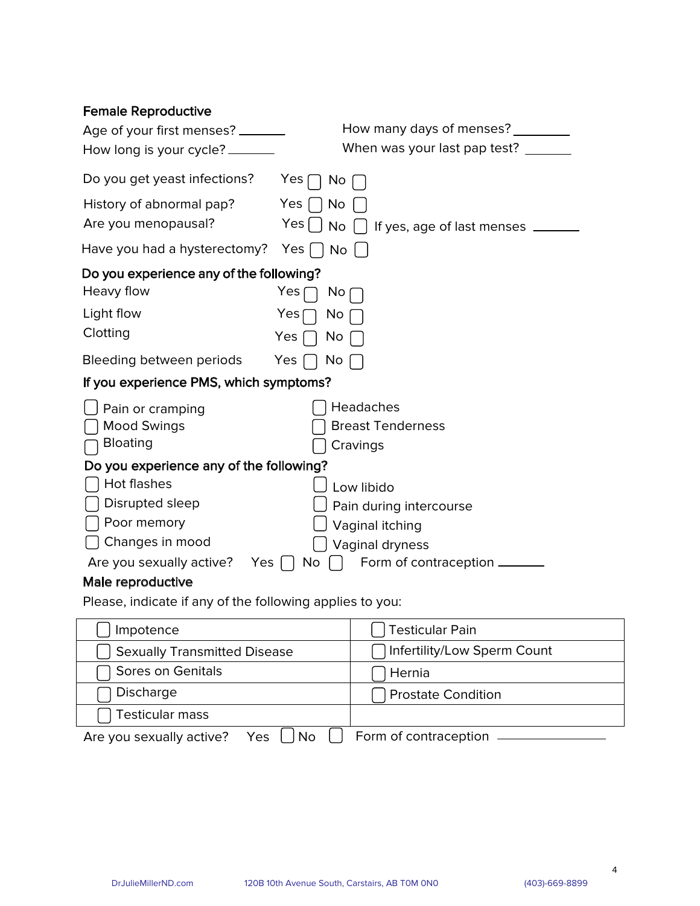## Female Reproductive

Age of your first menses? ______

How long is your cycle? ______

How many days of menses? ______

When was your last pap test? ______

Do you get yeast infections? Yes ☐ No ☐

History of abnormal pap? Yes ☐ No ☐

Are you menopausal? Yes ☐ No ☐ If yes, age of last menses ______

Have you had a hysterectomy? Yes ☐ No ☐

### Do you experience any of the following?

Heavy flow Yes ☐ No ☐

Light flow Yes ☐ No ☐

Clotting Yes ☐ No ☐

Bleeding between periods Yes ☐ No ☐

### If you experience PMS, which symptoms?

- ☐ Pain or cramping
- ☐ Mood Swings
- ☐ Bloating
- ☐ Headaches
- ☐ Breast Tenderness
- ☐ Cravings

### Do you experience any of the following?

- ☐ Hot flashes
- ☐ Disrupted sleep
- ☐ Poor memory
- ☐ Changes in mood
- ☐ Low libido
- ☐ Pain during intercourse
- ☐ Vaginal itching
- ☐ Vaginal dryness

Are you sexually active? Yes ☐ No ☐ Form of contraception ______

## Male reproductive

Please, indicate if any of the following applies to you:

| | |
|---|---|
| ☐ Impotence | ☐ Testicular Pain |
| ☐ Sexually Transmitted Disease | ☐ Infertility/Low Sperm Count |
| ☐ Sores on Genitals | ☐ Hernia |
| ☐ Discharge | ☐ Prostate Condition |
| ☐ Testicular mass | |

Are you sexually active? Yes ☐ No ☐ Form of contraception ______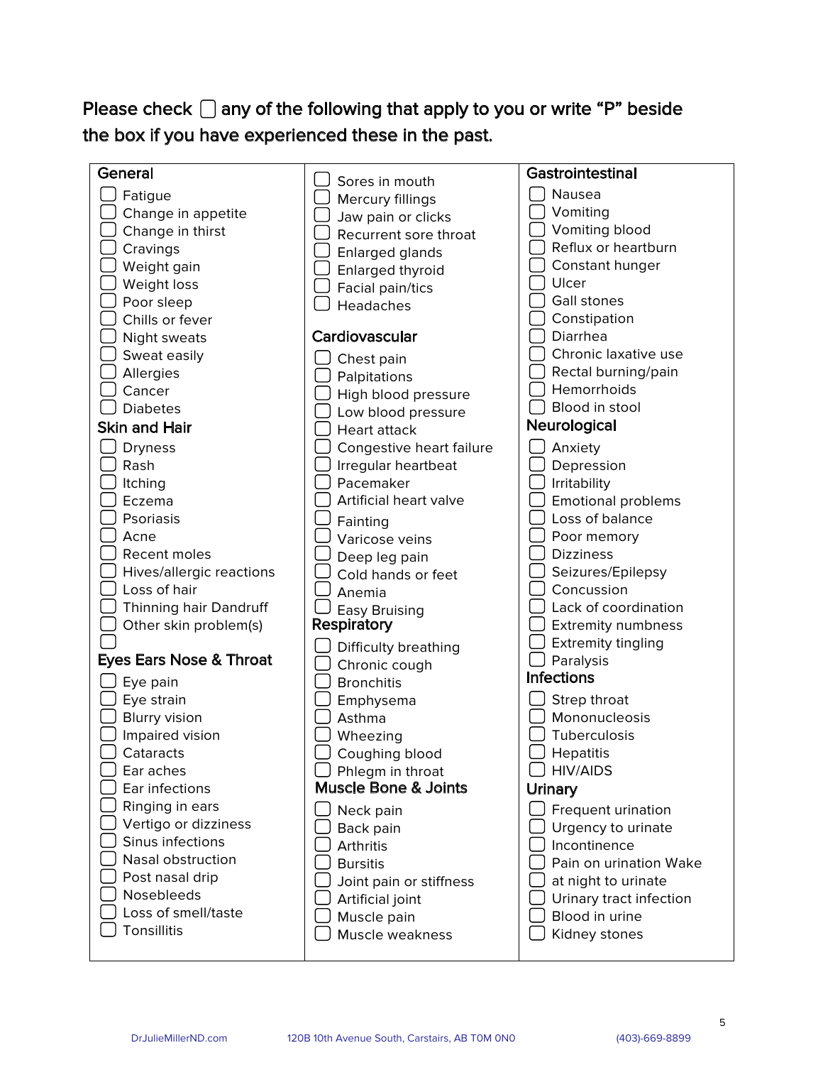Please check ☐ any of the following that apply to you or write "P" beside the box if you have experienced these in the past.

### General

- ☐ Fatigue
- ☐ Change in appetite
- ☐ Change in thirst
- ☐ Cravings
- ☐ Weight gain
- ☐ Weight loss
- ☐ Poor sleep
- ☐ Chills or fever
- ☐ Night sweats
- ☐ Sweat easily
- ☐ Allergies
- ☐ Cancer
- ☐ Diabetes

### Skin and Hair

- ☐ Dryness
- ☐ Rash
- ☐ Itching
- ☐ Eczema
- ☐ Psoriasis
- ☐ Acne
- ☐ Recent moles
- ☐ Hives/allergic reactions
- ☐ Loss of hair
- ☐ Thinning hair Dandruff
- ☐ Other skin problem(s)
- ☐

### Eyes Ears Nose & Throat

- ☐ Eye pain
- ☐ Eye strain
- ☐ Blurry vision
- ☐ Impaired vision
- ☐ Cataracts
- ☐ Ear aches
- ☐ Ear infections
- ☐ Ringing in ears
- ☐ Vertigo or dizziness
- ☐ Sinus infections
- ☐ Nasal obstruction
- ☐ Post nasal drip
- ☐ Nosebleeds
- ☐ Loss of smell/taste
- ☐ Tonsillitis
- ☐ Sores in mouth
- ☐ Mercury fillings
- ☐ Jaw pain or clicks
- ☐ Recurrent sore throat
- ☐ Enlarged glands
- ☐ Enlarged thyroid
- ☐ Facial pain/tics
- ☐ Headaches

### Cardiovascular

- ☐ Chest pain
- ☐ Palpitations
- ☐ High blood pressure
- ☐ Low blood pressure
- ☐ Heart attack
- ☐ Congestive heart failure
- ☐ Irregular heartbeat
- ☐ Pacemaker
- ☐ Artificial heart valve
- ☐ Fainting
- ☐ Varicose veins
- ☐ Deep leg pain
- ☐ Cold hands or feet
- ☐ Anemia
- ☐ Easy Bruising

### Respiratory

- ☐ Difficulty breathing
- ☐ Chronic cough
- ☐ Bronchitis
- ☐ Emphysema
- ☐ Asthma
- ☐ Wheezing
- ☐ Coughing blood
- ☐ Phlegm in throat

### Muscle Bone & Joints

- ☐ Neck pain
- ☐ Back pain
- ☐ Arthritis
- ☐ Bursitis
- ☐ Joint pain or stiffness
- ☐ Artificial joint
- ☐ Muscle pain
- ☐ Muscle weakness

### Gastrointestinal

- ☐ Nausea
- ☐ Vomiting
- ☐ Vomiting blood
- ☐ Reflux or heartburn
- ☐ Constant hunger
- ☐ Ulcer
- ☐ Gall stones
- ☐ Constipation
- ☐ Diarrhea
- ☐ Chronic laxative use
- ☐ Rectal burning/pain
- ☐ Hemorrhoids
- ☐ Blood in stool

### Neurological

- ☐ Anxiety
- ☐ Depression
- ☐ Irritability
- ☐ Emotional problems
- ☐ Loss of balance
- ☐ Poor memory
- ☐ Dizziness
- ☐ Seizures/Epilepsy
- ☐ Concussion
- ☐ Lack of coordination
- ☐ Extremity numbness
- ☐ Extremity tingling
- ☐ Paralysis

### Infections

- ☐ Strep throat
- ☐ Mononucleosis
- ☐ Tuberculosis
- ☐ Hepatitis
- ☐ HIV/AIDS

### Urinary

- ☐ Frequent urination
- ☐ Urgency to urinate
- ☐ Incontinence
- ☐ Pain on urination Wake
- ☐ at night to urinate
- ☐ Urinary tract infection
- ☐ Blood in urine
- ☐ Kidney stones

DrJulieMillerND.com 120B 10th Avenue South, Carstairs, AB T0M 0N0 (403)-669-8899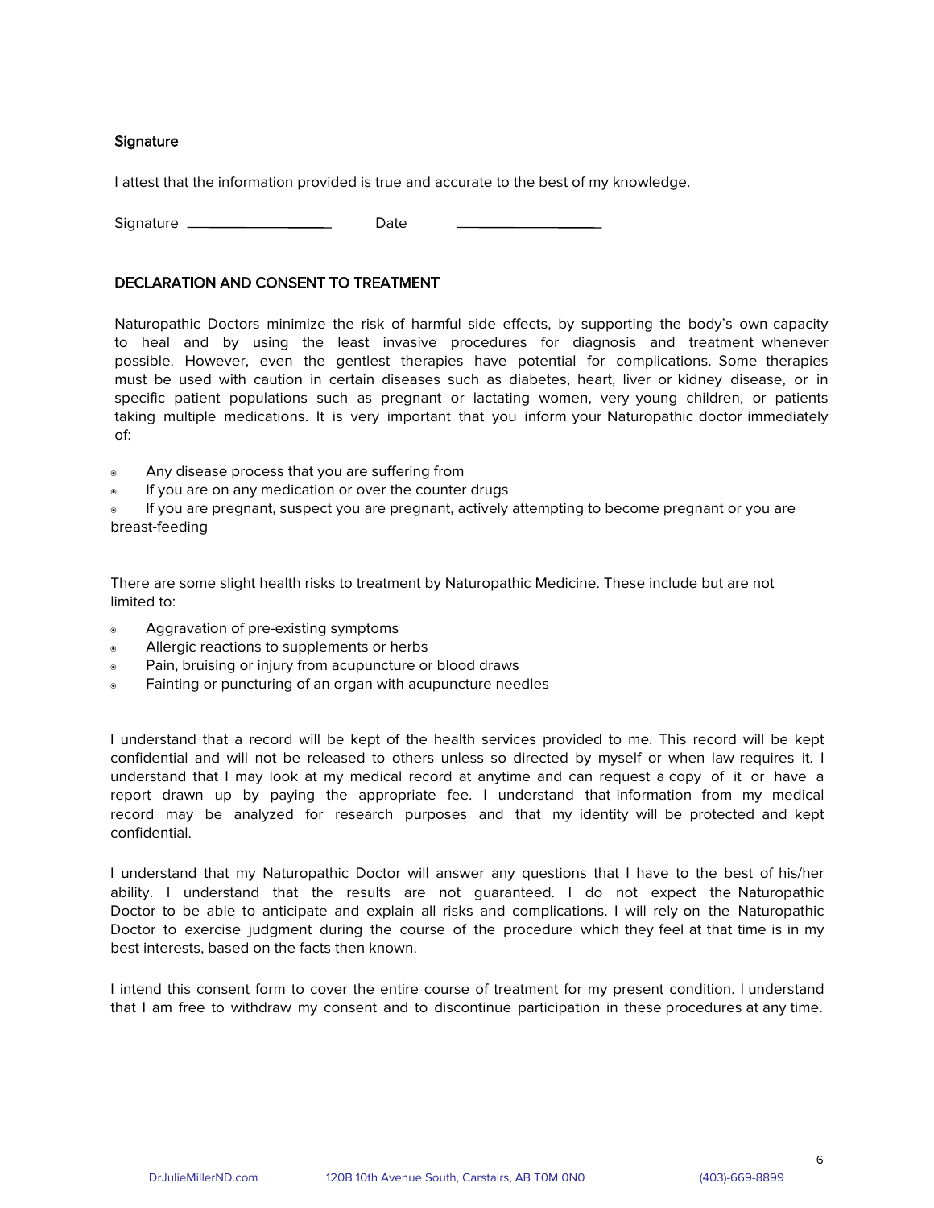### Signature

I attest that the information provided is true and accurate to the best of my knowledge.

Signature ____________________ Date ____________________

### DECLARATION AND CONSENT TO TREATMENT

Naturopathic Doctors minimize the risk of harmful side effects, by supporting the body's own capacity to heal and by using the least invasive procedures for diagnosis and treatment whenever possible. However, even the gentlest therapies have potential for complications. Some therapies must be used with caution in certain diseases such as diabetes, heart, liver or kidney disease, or in specific patient populations such as pregnant or lactating women, very young children, or patients taking multiple medications. It is very important that you inform your Naturopathic doctor immediately of:

- Any disease process that you are suffering from
- If you are on any medication or over the counter drugs
- If you are pregnant, suspect you are pregnant, actively attempting to become pregnant or you are breast-feeding

There are some slight health risks to treatment by Naturopathic Medicine. These include but are not limited to:

- Aggravation of pre-existing symptoms
- Allergic reactions to supplements or herbs
- Pain, bruising or injury from acupuncture or blood draws
- Fainting or puncturing of an organ with acupuncture needles

I understand that a record will be kept of the health services provided to me. This record will be kept confidential and will not be released to others unless so directed by myself or when law requires it. I understand that I may look at my medical record at anytime and can request a copy of it or have a report drawn up by paying the appropriate fee. I understand that information from my medical record may be analyzed for research purposes and that my identity will be protected and kept confidential.

I understand that my Naturopathic Doctor will answer any questions that I have to the best of his/her ability. I understand that the results are not guaranteed. I do not expect the Naturopathic Doctor to be able to anticipate and explain all risks and complications. I will rely on the Naturopathic Doctor to exercise judgment during the course of the procedure which they feel at that time is in my best interests, based on the facts then known.

I intend this consent form to cover the entire course of treatment for my present condition. I understand that I am free to withdraw my consent and to discontinue participation in these procedures at any time.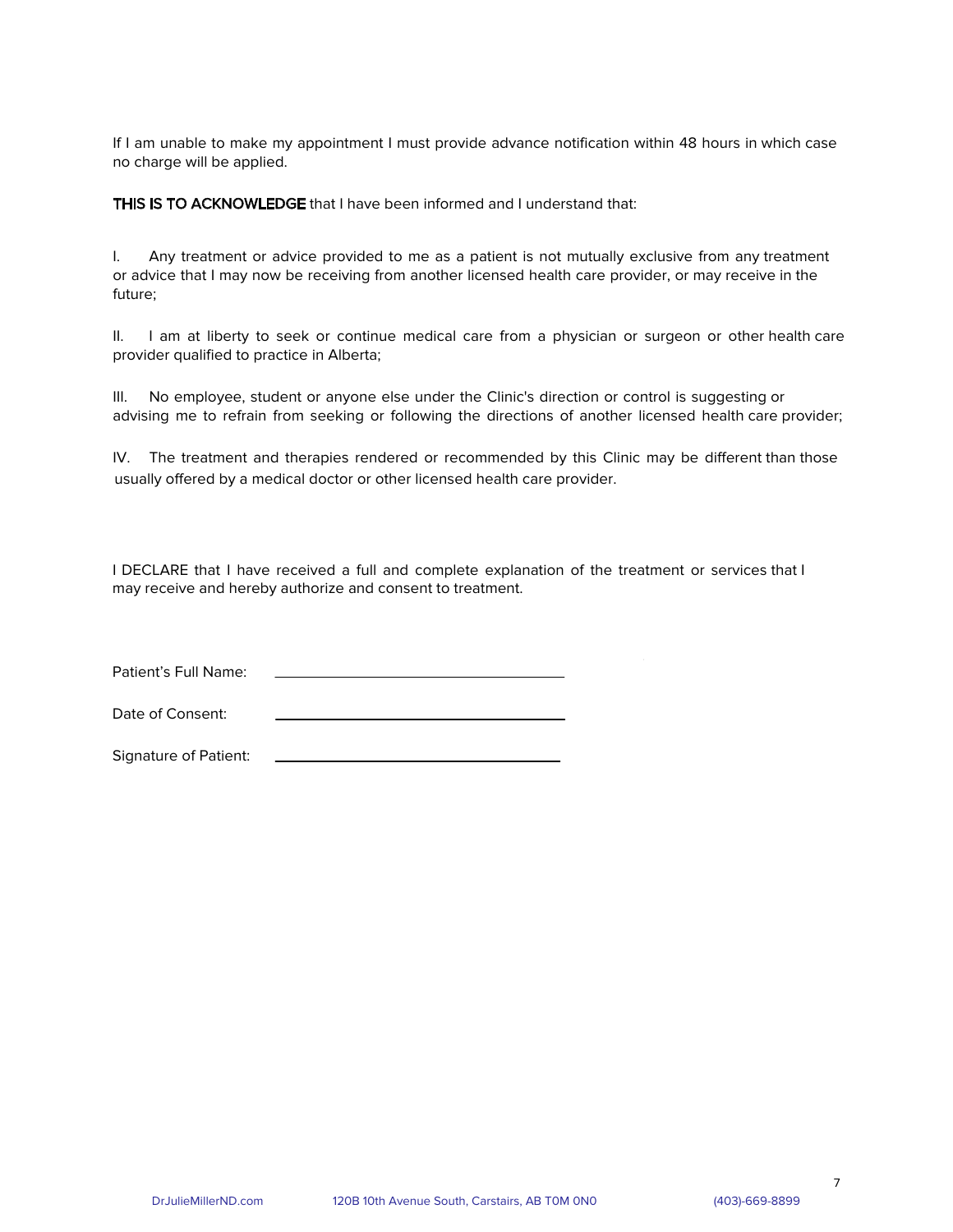If I am unable to make my appointment I must provide advance notification within 48 hours in which case no charge will be applied.

**THIS IS TO ACKNOWLEDGE** that I have been informed and I understand that:

I. Any treatment or advice provided to me as a patient is not mutually exclusive from any treatment or advice that I may now be receiving from another licensed health care provider, or may receive in the future;

II. I am at liberty to seek or continue medical care from a physician or surgeon or other health care provider qualified to practice in Alberta;

III. No employee, student or anyone else under the Clinic's direction or control is suggesting or advising me to refrain from seeking or following the directions of another licensed health care provider;

IV. The treatment and therapies rendered or recommended by this Clinic may be different than those usually offered by a medical doctor or other licensed health care provider.

I DECLARE that I have received a full and complete explanation of the treatment or services that I may receive and hereby authorize and consent to treatment.

Patient's Full Name: ______________________________

Date of Consent: ______________________________

Signature of Patient: ______________________________

DrJulieMillerND.com 120B 10th Avenue South, Carstairs, AB T0M 0N0 (403)-669-8899